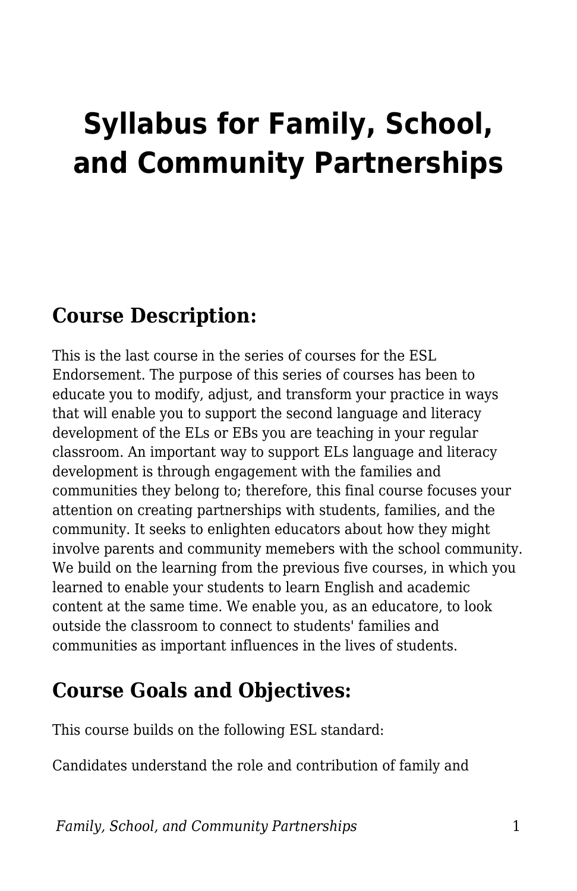# Syllabus for Family, School, and Community Partnerships

## Course Description:

This is the last course in the series of courses for the ESL Endorsement. The purpose of this series of courses has been to educate you to modify, adjust, and transform your practice in ways that will enable you to support the second language and literacy development of the ELs or EBs you are teaching in your regular classroom. An important way to support ELs language and literacy development is through engagement with the families and communities they belong to; therefore, this final course focuses your attention on creating partnerships with students, families, and the community. It seeks to enlighten educators about how they might involve parents and community memebers with the school community. We build on the learning from the previous five courses, in which you learned to enable your students to learn English and academic content at the same time. We enable you, as an educatore, to look outside the classroom to connect to students' families and communities as important influences in the lives of students.

## Course Goals and Objectives:

This course builds on the following ESL standard:

Candidates understand the role and contribution of family and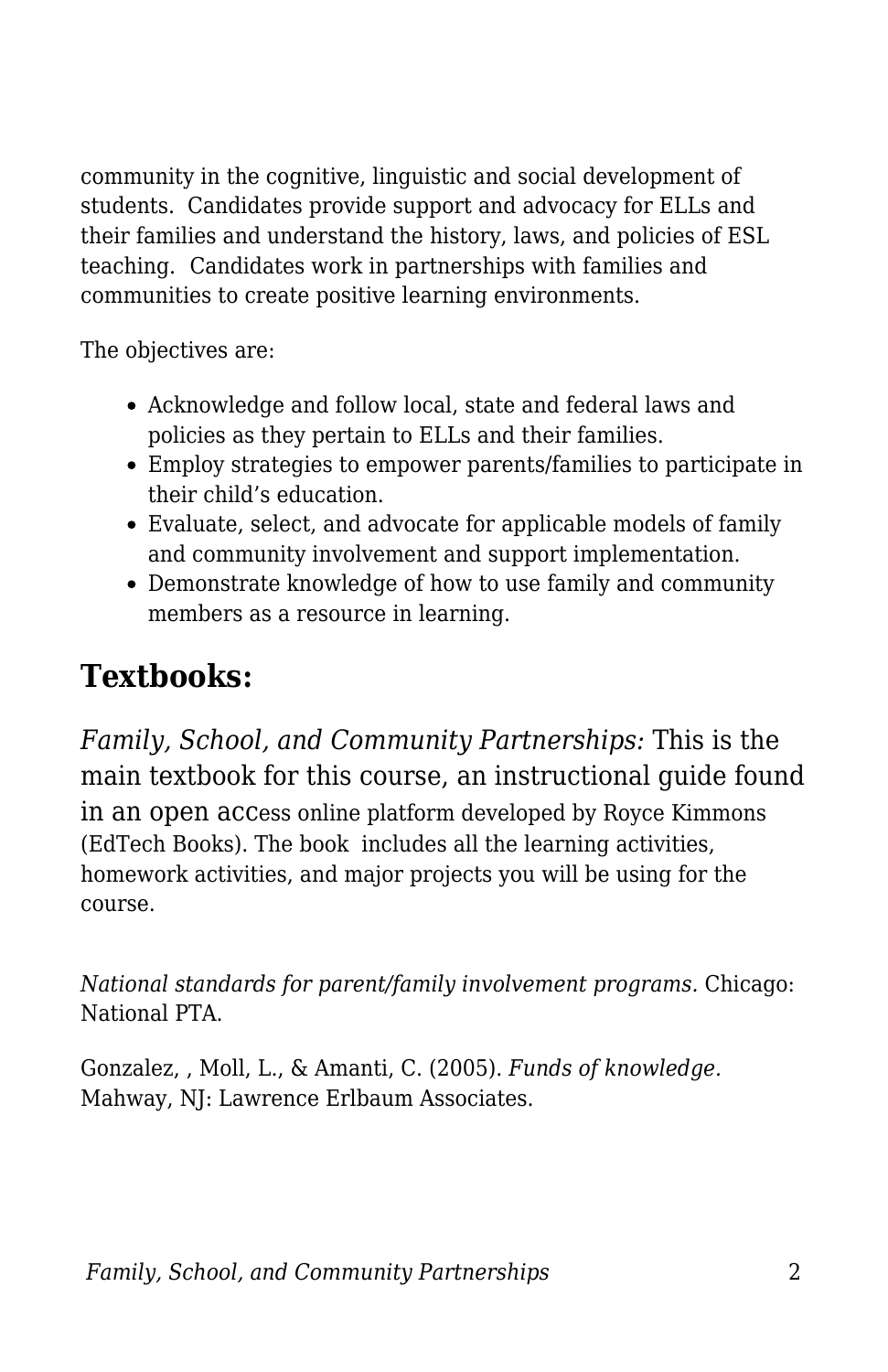community in the cognitive, linguistic and social development of students. Candidates provide support and advocacy for ELLs and their families and understand the history, laws, and policies of ESL teaching. Candidates work in partnerships with families and communities to create positive learning environments.

The objectives are:

- Acknowledge and follow local, state and federal laws and policies as they pertain to ELLs and their families.
- Employ strategies to empower parents/families to participate in their child's education.
- Evaluate, select, and advocate for applicable models of family and community involvement and support implementation.
- Demonstrate knowledge of how to use family and community members as a resource in learning.

## Textbooks:

*Family, School, and Community Partnerships:* This is the main textbook for this course, an instructional guide found in an open access online platform developed by Royce Kimmons (EdTech Books). The book includes all the learning activities, homework activities, and major projects you will be using for the course.

*National standards for parent/family involvement programs.* Chicago: National PTA.

Gonzalez, , Moll, L., & Amanti, C. (2005). *Funds of knowledge.* Mahway, NJ: Lawrence Erlbaum Associates.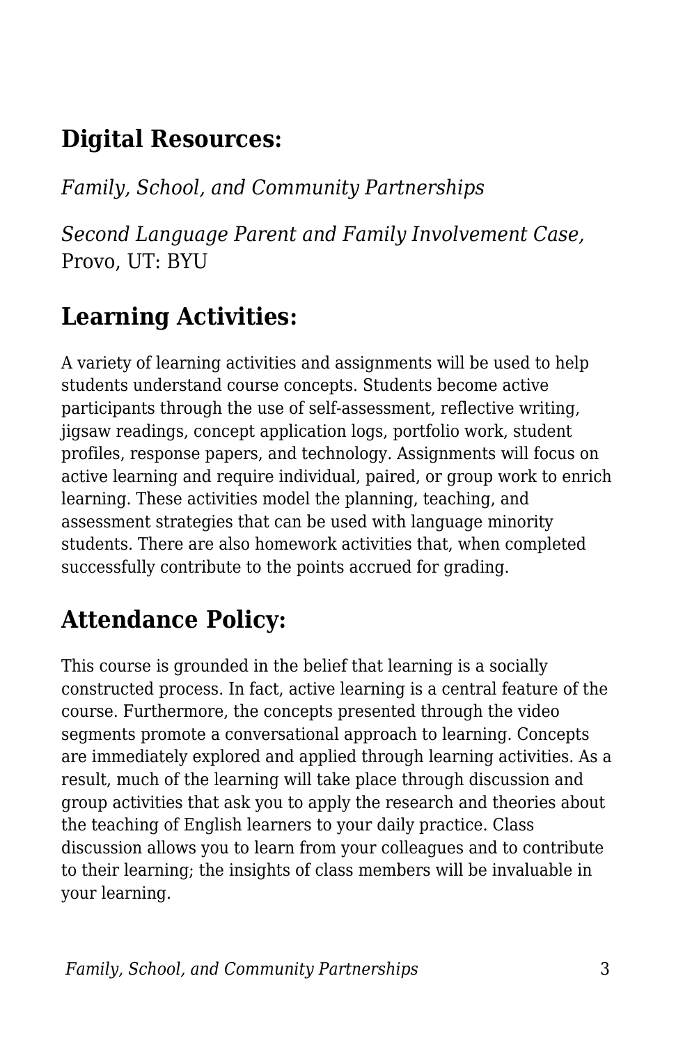## Digital Resources:

*Family, School, and Community Partnerships*

*Second Language Parent and Family Involvement Case,* Provo, UT: BYU

## Learning Activities:

A variety of learning activities and assignments will be used to help students understand course concepts. Students become active participants through the use of self-assessment, reflective writing, jigsaw readings, concept application logs, portfolio work, student profiles, response papers, and technology. Assignments will focus on active learning and require individual, paired, or group work to enrich learning. These activities model the planning, teaching, and assessment strategies that can be used with language minority students. There are also homework activities that, when completed successfully contribute to the points accrued for grading.

## Attendance Policy:

This course is grounded in the belief that learning is a socially constructed process. In fact, active learning is a central feature of the course. Furthermore, the concepts presented through the video segments promote a conversational approach to learning. Concepts are immediately explored and applied through learning activities. As a result, much of the learning will take place through discussion and group activities that ask you to apply the research and theories about the teaching of English learners to your daily practice. Class discussion allows you to learn from your colleagues and to contribute to their learning; the insights of class members will be invaluable in your learning.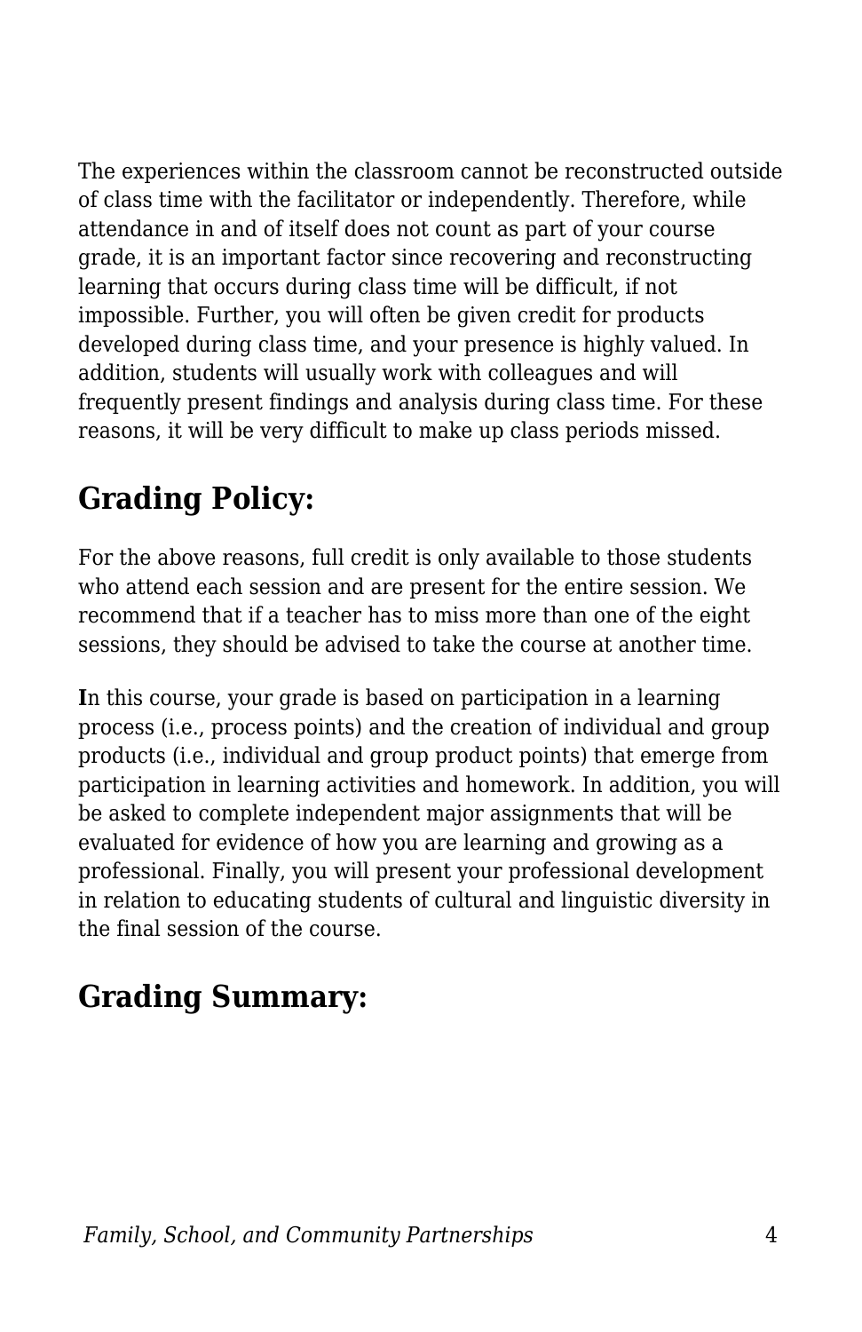The experiences within the classroom cannot be reconstructed outside of class time with the facilitator or independently. Therefore, while attendance in and of itself does not count as part of your course grade, it is an important factor since recovering and reconstructing learning that occurs during class time will be difficult, if not impossible. Further, you will often be given credit for products developed during class time, and your presence is highly valued. In addition, students will usually work with colleagues and will frequently present findings and analysis during class time. For these reasons, it will be very difficult to make up class periods missed.

## Grading Policy:

For the above reasons, full credit is only available to those students who attend each session and are present for the entire session. We recommend that if a teacher has to miss more than one of the eight sessions, they should be advised to take the course at another time.

**I**n this course, your grade is based on participation in a learning process (i.e., process points) and the creation of individual and group products (i.e., individual and group product points) that emerge from participation in learning activities and homework. In addition, you will be asked to complete independent major assignments that will be evaluated for evidence of how you are learning and growing as a professional. Finally, you will present your professional development in relation to educating students of cultural and linguistic diversity in the final session of the course.

## Grading Summary: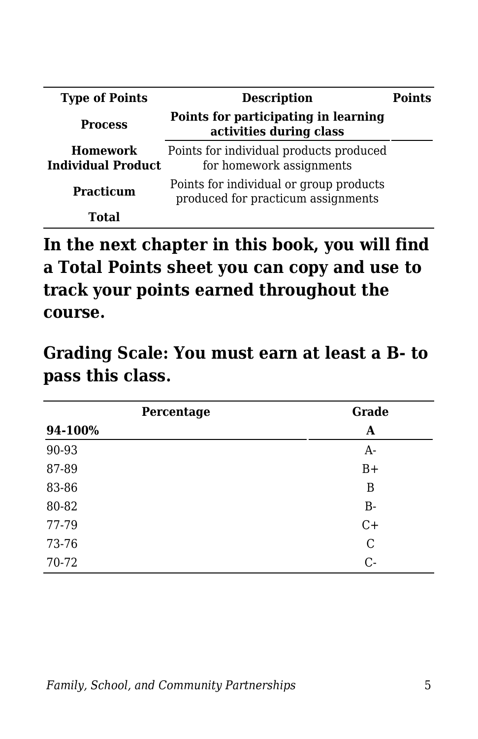| Type of Points | Description | Points |
| --- | --- | --- |
| **Process** | **Points for participating in learning activities during class** | |
| **Homework Individual Product** | Points for individual products produced for homework assignments | |
| **Practicum** | Points for individual or group products produced for practicum assignments | |
| **Total** | | |

**In the next chapter in this book, you will find a Total Points sheet you can copy and use to track your points earned throughout the course.**

**Grading Scale: You must earn at least a B- to pass this class.**

| Percentage | Grade |
| --- | --- |
| **94-100%** | **A** |
| 90-93 | A- |
| 87-89 | B+ |
| 83-86 | B |
| 80-82 | B- |
| 77-79 | C+ |
| 73-76 | C |
| 70-72 | C- |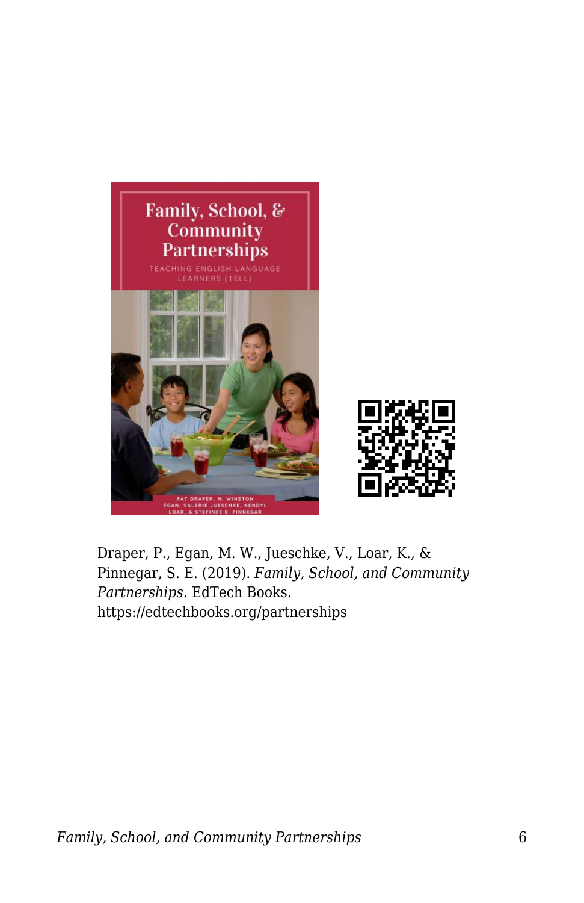Draper, P., Egan, M. W., Jueschke, V., Loar, K., & Pinnegar, S. E. (2019). *Family, School, and Community Partnerships*. EdTech Books. https://edtechbooks.org/partnerships